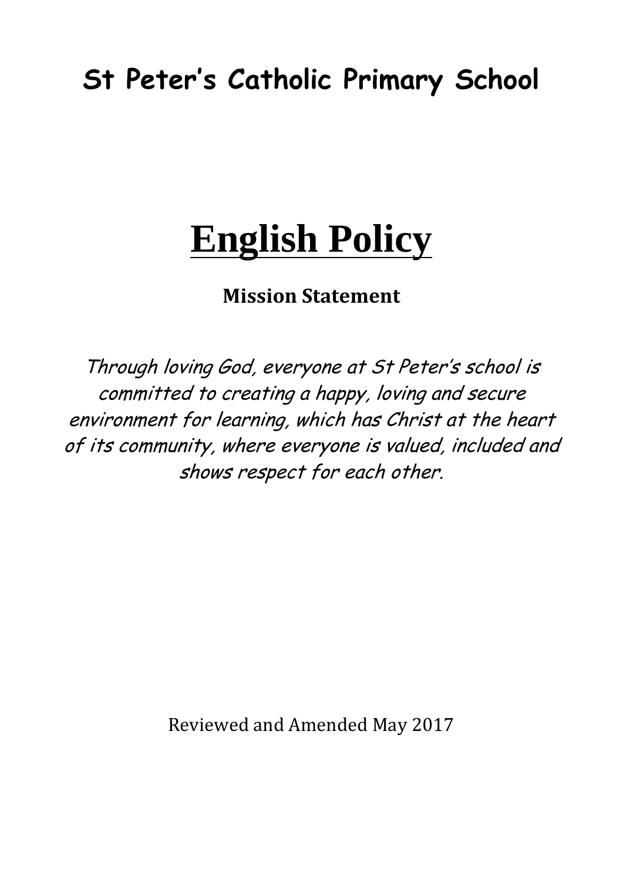# St Peter's Catholic Primary School

# English Policy

## Mission Statement

*Through loving God, everyone at St Peter's school is committed to creating a happy, loving and secure environment for learning, which has Christ at the heart of its community, where everyone is valued, included and shows respect for each other.*

Reviewed and Amended May 2017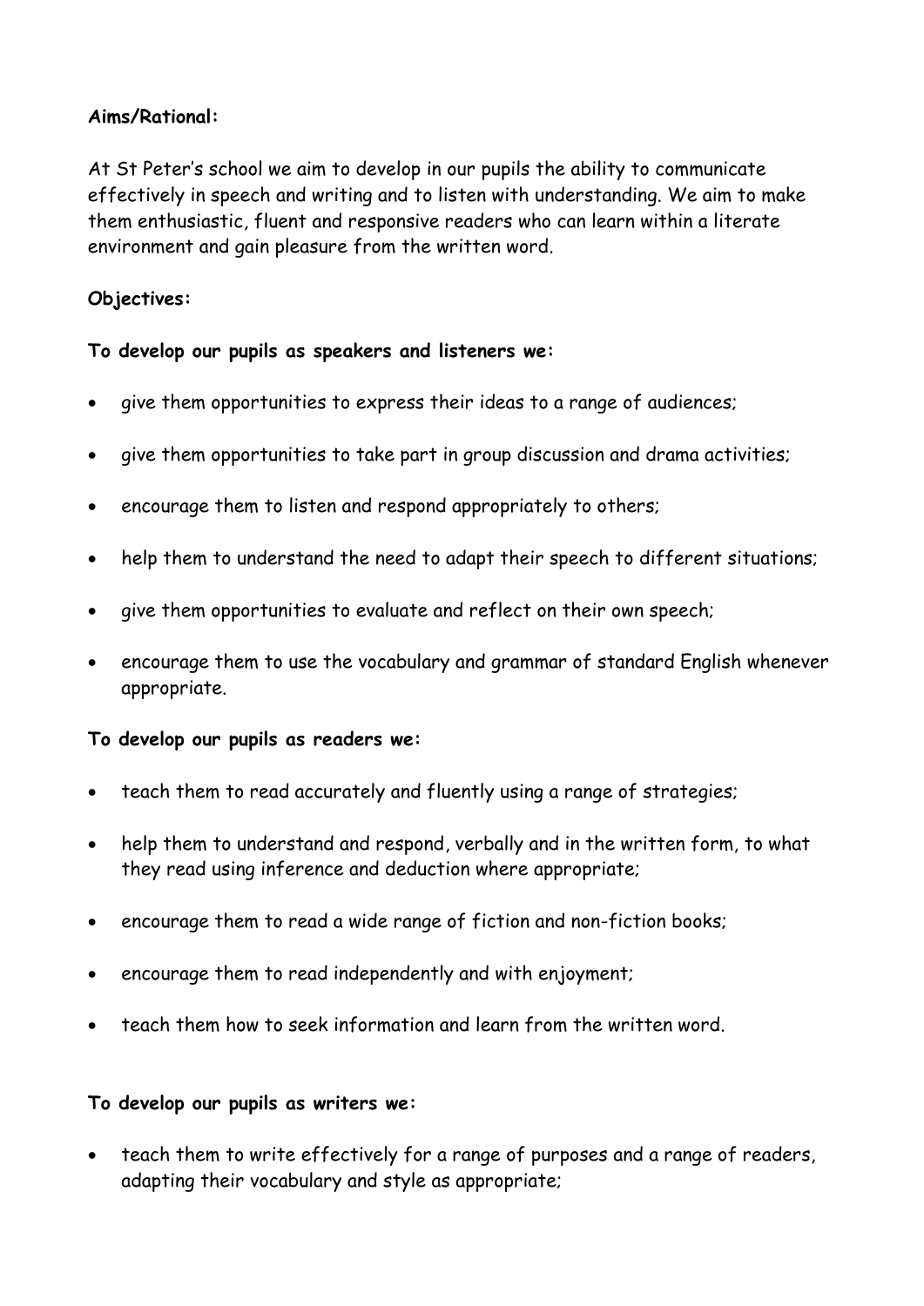**Aims/Rational:**

At St Peter's school we aim to develop in our pupils the ability to communicate effectively in speech and writing and to listen with understanding. We aim to make them enthusiastic, fluent and responsive readers who can learn within a literate environment and gain pleasure from the written word.

**Objectives:**

**To develop our pupils as speakers and listeners we:**

- give them opportunities to express their ideas to a range of audiences;
- give them opportunities to take part in group discussion and drama activities;
- encourage them to listen and respond appropriately to others;
- help them to understand the need to adapt their speech to different situations;
- give them opportunities to evaluate and reflect on their own speech;
- encourage them to use the vocabulary and grammar of standard English whenever appropriate.

**To develop our pupils as readers we:**

- teach them to read accurately and fluently using a range of strategies;
- help them to understand and respond, verbally and in the written form, to what they read using inference and deduction where appropriate;
- encourage them to read a wide range of fiction and non-fiction books;
- encourage them to read independently and with enjoyment;
- teach them how to seek information and learn from the written word.

**To develop our pupils as writers we:**

- teach them to write effectively for a range of purposes and a range of readers, adapting their vocabulary and style as appropriate;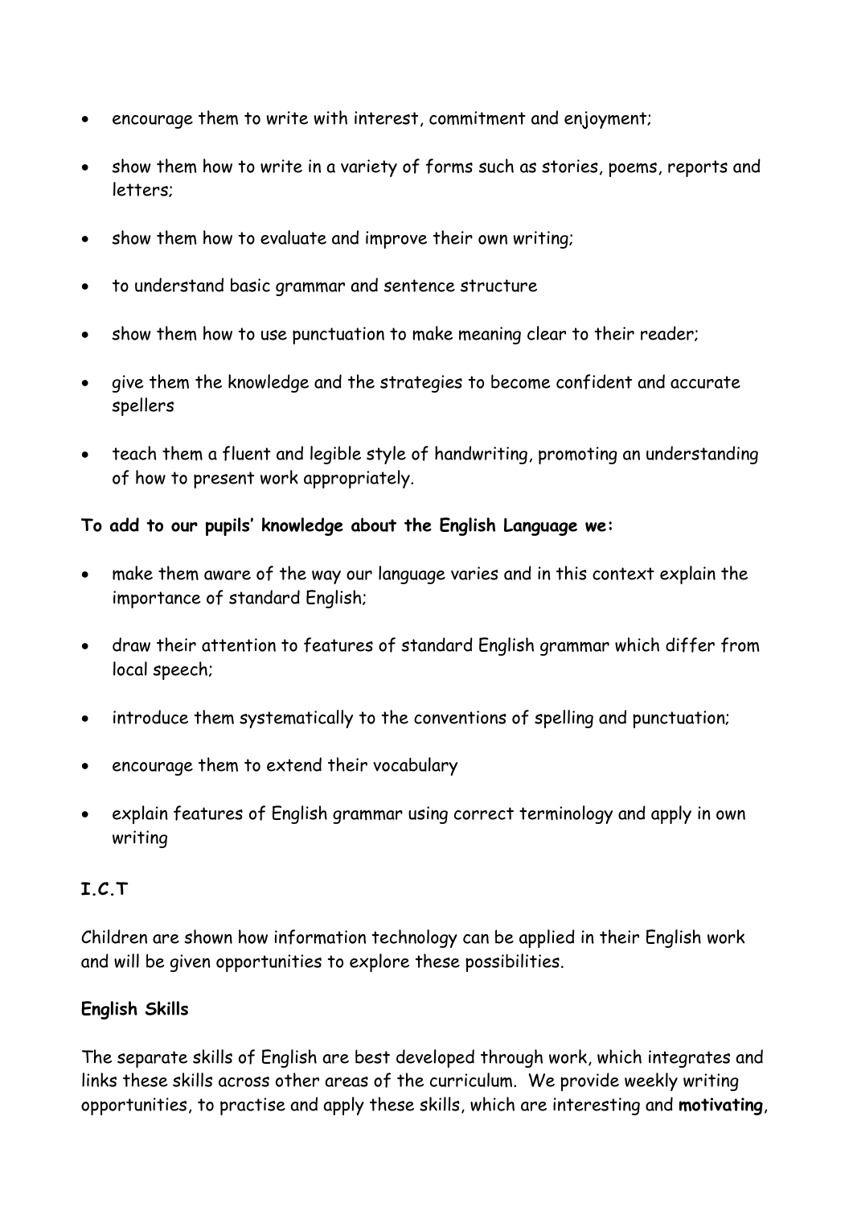- encourage them to write with interest, commitment and enjoyment;
- show them how to write in a variety of forms such as stories, poems, reports and letters;
- show them how to evaluate and improve their own writing;
- to understand basic grammar and sentence structure
- show them how to use punctuation to make meaning clear to their reader;
- give them the knowledge and the strategies to become confident and accurate spellers
- teach them a fluent and legible style of handwriting, promoting an understanding of how to present work appropriately.

**To add to our pupils' knowledge about the English Language we:**

- make them aware of the way our language varies and in this context explain the importance of standard English;
- draw their attention to features of standard English grammar which differ from local speech;
- introduce them systematically to the conventions of spelling and punctuation;
- encourage them to extend their vocabulary
- explain features of English grammar using correct terminology and apply in own writing

**I.C.T**

Children are shown how information technology can be applied in their English work and will be given opportunities to explore these possibilities.

**English Skills**

The separate skills of English are best developed through work, which integrates and links these skills across other areas of the curriculum. We provide weekly writing opportunities, to practise and apply these skills, which are interesting and **motivating**,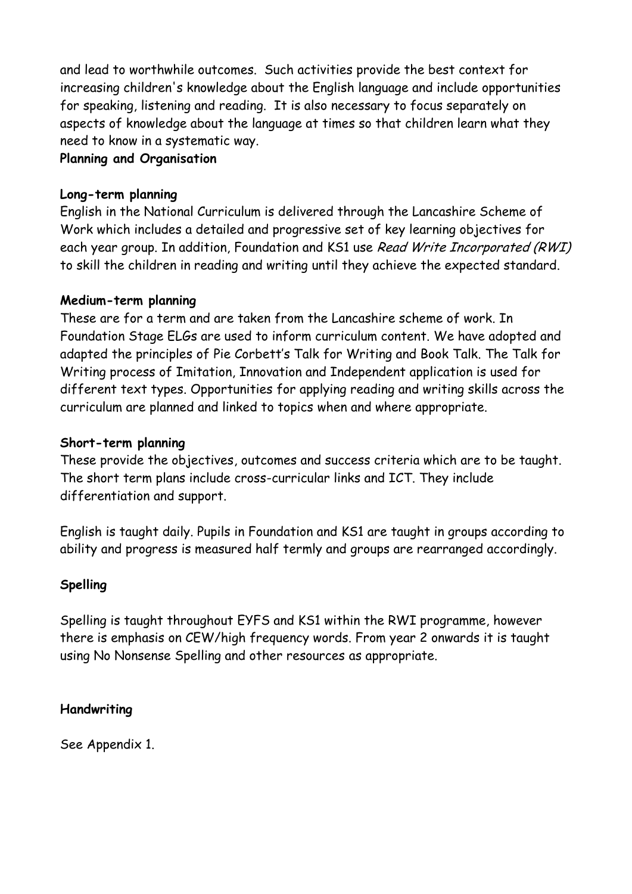and lead to worthwhile outcomes. Such activities provide the best context for increasing children's knowledge about the English language and include opportunities for speaking, listening and reading. It is also necessary to focus separately on aspects of knowledge about the language at times so that children learn what they need to know in a systematic way.

## Planning and Organisation

### Long-term planning

English in the National Curriculum is delivered through the Lancashire Scheme of Work which includes a detailed and progressive set of key learning objectives for each year group. In addition, Foundation and KS1 use *Read Write Incorporated (RWI)* to skill the children in reading and writing until they achieve the expected standard.

### Medium-term planning

These are for a term and are taken from the Lancashire scheme of work. In Foundation Stage ELGs are used to inform curriculum content. We have adopted and adapted the principles of Pie Corbett's Talk for Writing and Book Talk. The Talk for Writing process of Imitation, Innovation and Independent application is used for different text types. Opportunities for applying reading and writing skills across the curriculum are planned and linked to topics when and where appropriate.

### Short-term planning

These provide the objectives, outcomes and success criteria which are to be taught. The short term plans include cross-curricular links and ICT. They include differentiation and support.

English is taught daily. Pupils in Foundation and KS1 are taught in groups according to ability and progress is measured half termly and groups are rearranged accordingly.

### Spelling

Spelling is taught throughout EYFS and KS1 within the RWI programme, however there is emphasis on CEW/high frequency words. From year 2 onwards it is taught using No Nonsense Spelling and other resources as appropriate.

### Handwriting

See Appendix 1.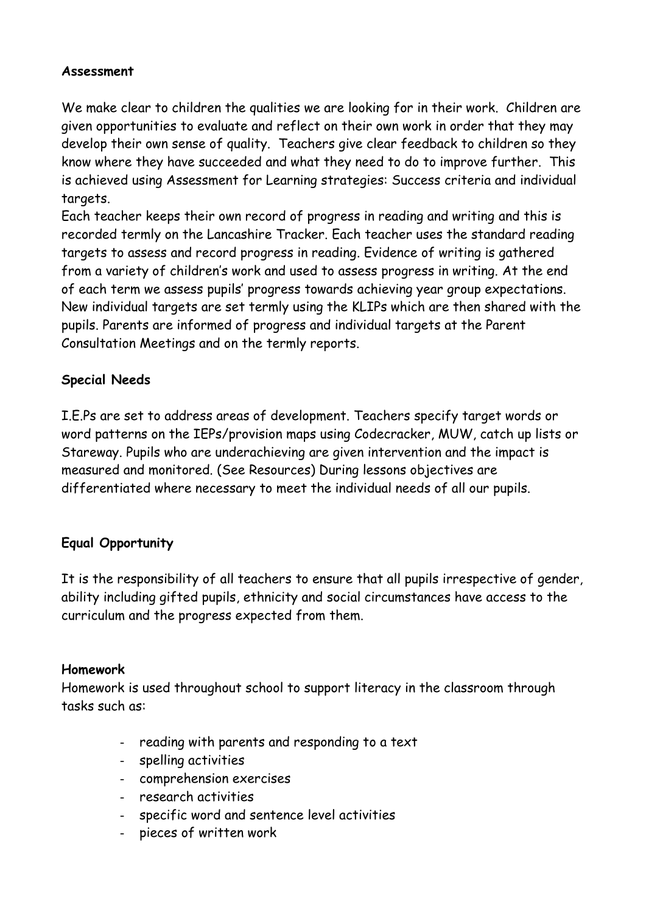**Assessment**

We make clear to children the qualities we are looking for in their work. Children are given opportunities to evaluate and reflect on their own work in order that they may develop their own sense of quality. Teachers give clear feedback to children so they know where they have succeeded and what they need to do to improve further. This is achieved using Assessment for Learning strategies: Success criteria and individual targets.
Each teacher keeps their own record of progress in reading and writing and this is recorded termly on the Lancashire Tracker. Each teacher uses the standard reading targets to assess and record progress in reading. Evidence of writing is gathered from a variety of children's work and used to assess progress in writing. At the end of each term we assess pupils' progress towards achieving year group expectations. New individual targets are set termly using the KLIPs which are then shared with the pupils. Parents are informed of progress and individual targets at the Parent Consultation Meetings and on the termly reports.

**Special Needs**

I.E.Ps are set to address areas of development. Teachers specify target words or word patterns on the IEPs/provision maps using Codecracker, MUW, catch up lists or Stareway. Pupils who are underachieving are given intervention and the impact is measured and monitored. (See Resources) During lessons objectives are differentiated where necessary to meet the individual needs of all our pupils.

**Equal Opportunity**

It is the responsibility of all teachers to ensure that all pupils irrespective of gender, ability including gifted pupils, ethnicity and social circumstances have access to the curriculum and the progress expected from them.

**Homework**

Homework is used throughout school to support literacy in the classroom through tasks such as:

- reading with parents and responding to a text
- spelling activities
- comprehension exercises
- research activities
- specific word and sentence level activities
- pieces of written work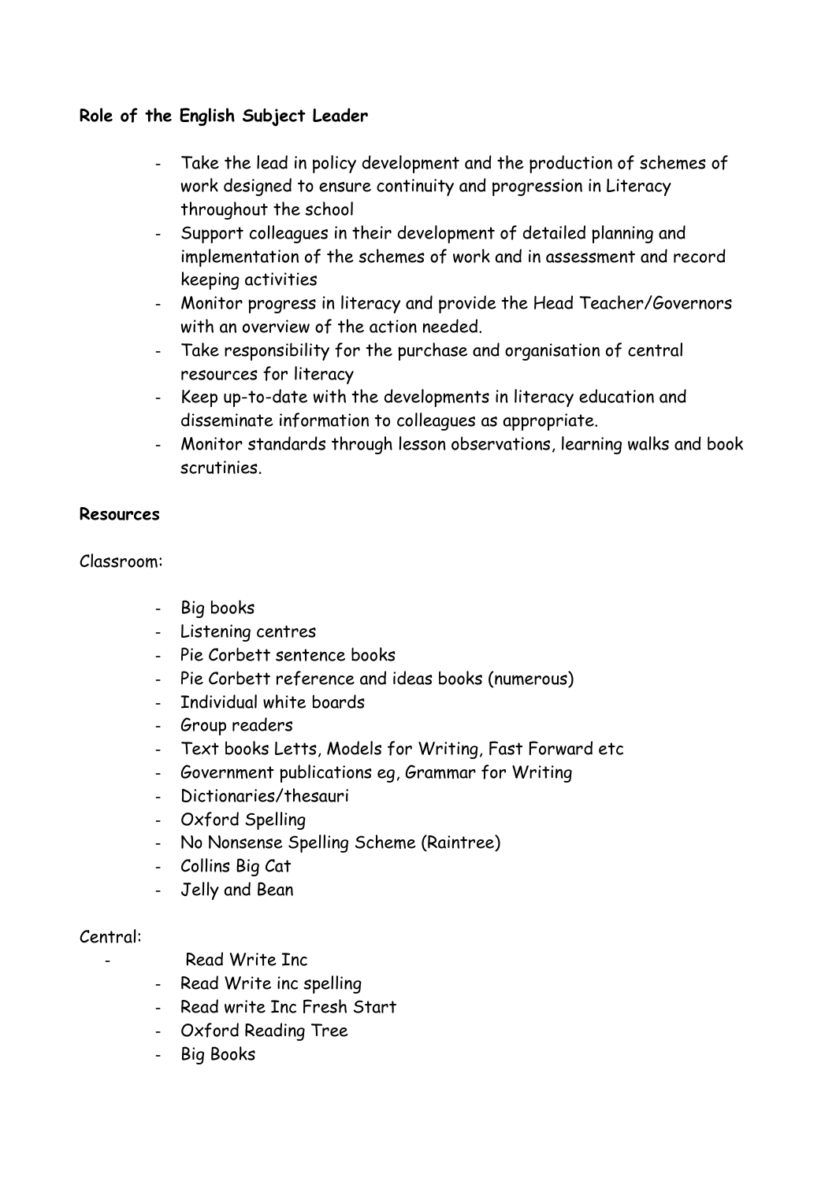**Role of the English Subject Leader**

- Take the lead in policy development and the production of schemes of work designed to ensure continuity and progression in Literacy throughout the school
- Support colleagues in their development of detailed planning and implementation of the schemes of work and in assessment and record keeping activities
- Monitor progress in literacy and provide the Head Teacher/Governors with an overview of the action needed.
- Take responsibility for the purchase and organisation of central resources for literacy
- Keep up-to-date with the developments in literacy education and disseminate information to colleagues as appropriate.
- Monitor standards through lesson observations, learning walks and book scrutinies.

**Resources**

Classroom:

- Big books
- Listening centres
- Pie Corbett sentence books
- Pie Corbett reference and ideas books (numerous)
- Individual white boards
- Group readers
- Text books Letts, Models for Writing, Fast Forward etc
- Government publications eg, Grammar for Writing
- Dictionaries/thesauri
- Oxford Spelling
- No Nonsense Spelling Scheme (Raintree)
- Collins Big Cat
- Jelly and Bean

Central:

- Read Write Inc
- Read Write inc spelling
- Read write Inc Fresh Start
- Oxford Reading Tree
- Big Books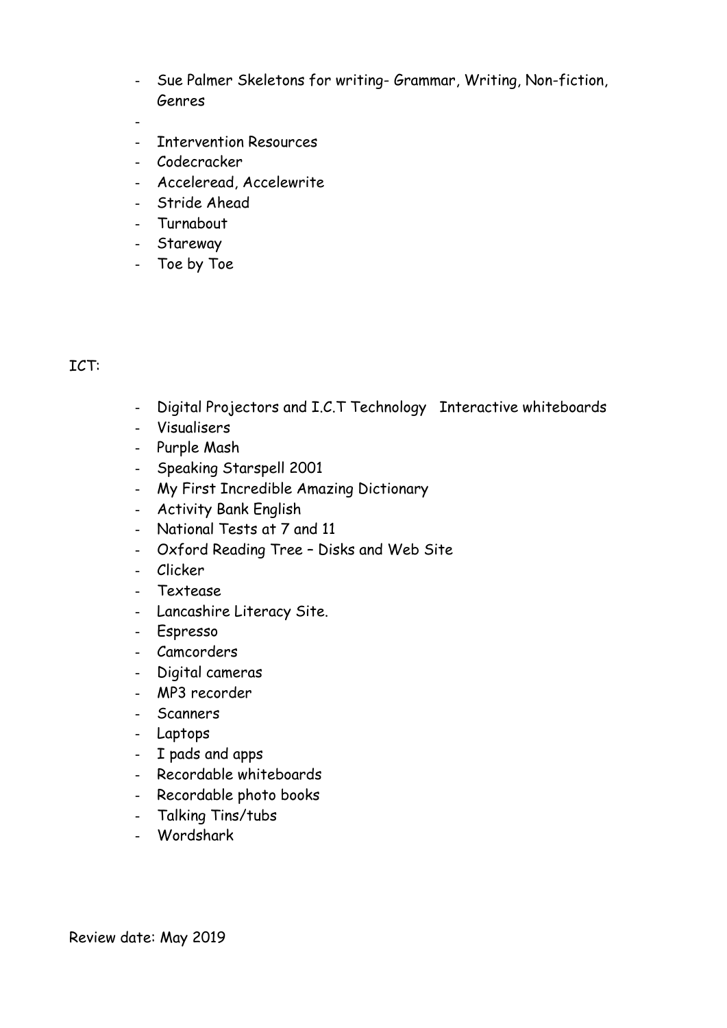- Sue Palmer Skeletons for writing- Grammar, Writing, Non-fiction, Genres
-
- Intervention Resources
- Codecracker
- Acceleread, Accelewrite
- Stride Ahead
- Turnabout
- Stareway
- Toe by Toe

ICT:

- Digital Projectors and I.C.T Technology   Interactive whiteboards
- Visualisers
- Purple Mash
- Speaking Starspell 2001
- My First Incredible Amazing Dictionary
- Activity Bank English
- National Tests at 7 and 11
- Oxford Reading Tree – Disks and Web Site
- Clicker
- Textease
- Lancashire Literacy Site.
- Espresso
- Camcorders
- Digital cameras
- MP3 recorder
- Scanners
- Laptops
- I pads and apps
- Recordable whiteboards
- Recordable photo books
- Talking Tins/tubs
- Wordshark

Review date: May 2019